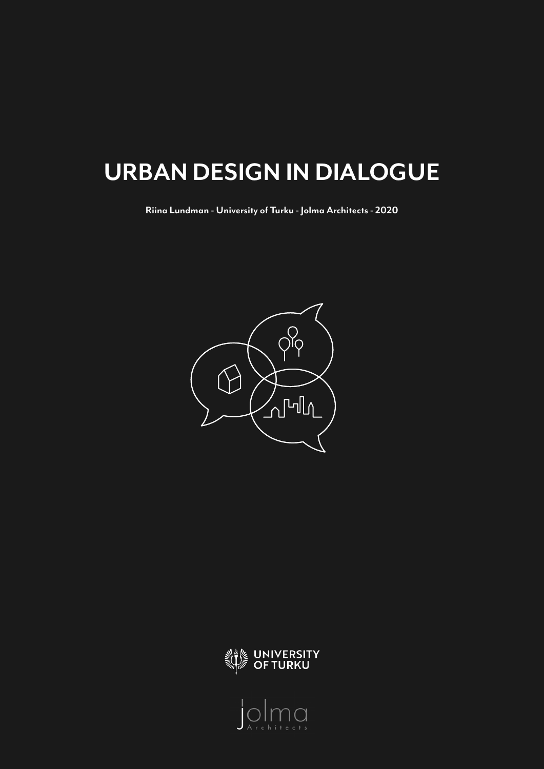# URBAN DESIGN IN DIALOGUE

**Riina Lundman - University of Turku - Jolma Architects - 2020**

UNIVERSITY OF TURKU

jolma Architects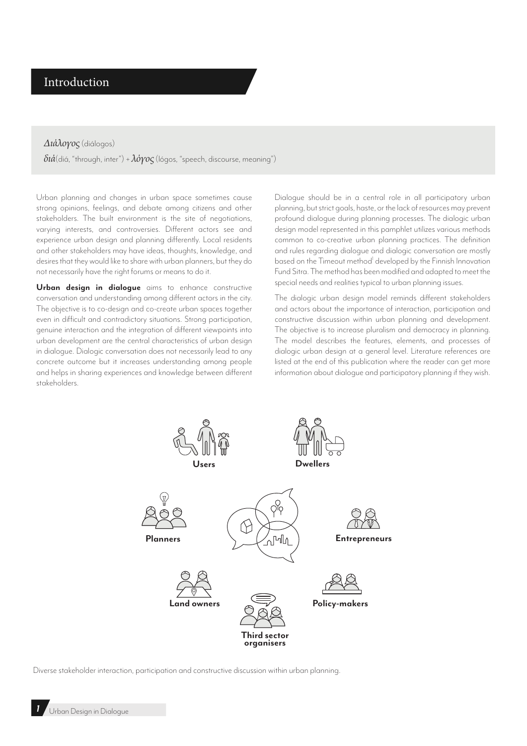# Introduction

*Διάλογος* (diálogos)

*διά*(diá, "through, inter") + *λόγος* (lógos, "speech, discourse, meaning")

Urban planning and changes in urban space sometimes cause strong opinions, feelings, and debate among citizens and other stakeholders. The built environment is the site of negotiations, varying interests, and controversies. Different actors see and experience urban design and planning differently. Local residents and other stakeholders may have ideas, thoughts, knowledge, and desires that they would like to share with urban planners, but they do not necessarily have the right forums or means to do it.

**Urban design in dialogue** aims to enhance constructive conversation and understanding among different actors in the city. The objective is to co-design and co-create urban spaces together even in difficult and contradictory situations. Strong participation, genuine interaction and the integration of different viewpoints into urban development are the central characteristics of urban design in dialogue. Dialogic conversation does not necessarily lead to any concrete outcome but it increases understanding among people and helps in sharing experiences and knowledge between different stakeholders.

Dialogue should be in a central role in all participatory urban planning, but strict goals, haste, or the lack of resources may prevent profound dialogue during planning processes. The dialogic urban design model represented in this pamphlet utilizes various methods common to co-creative urban planning practices. The definition and rules regarding dialogue and dialogic conversation are mostly based on the Timeout method[1] developed by the Finnish Innovation Fund Sitra. The method has been modified and adapted to meet the special needs and realities typical to urban planning issues.

The dialogic urban design model reminds different stakeholders and actors about the importance of interaction, participation and constructive discussion within urban planning and development. The objective is to increase pluralism and democracy in planning. The model describes the features, elements, and processes of dialogic urban design at a general level. Literature references are listed at the end of this publication where the reader can get more information about dialogue and participatory planning if they wish.

Users

Dwellers

Planners

Entrepreneurs

Land owners

Policy-makers

Third sector organisers

Diverse stakeholder interaction, participation and constructive discussion within urban planning.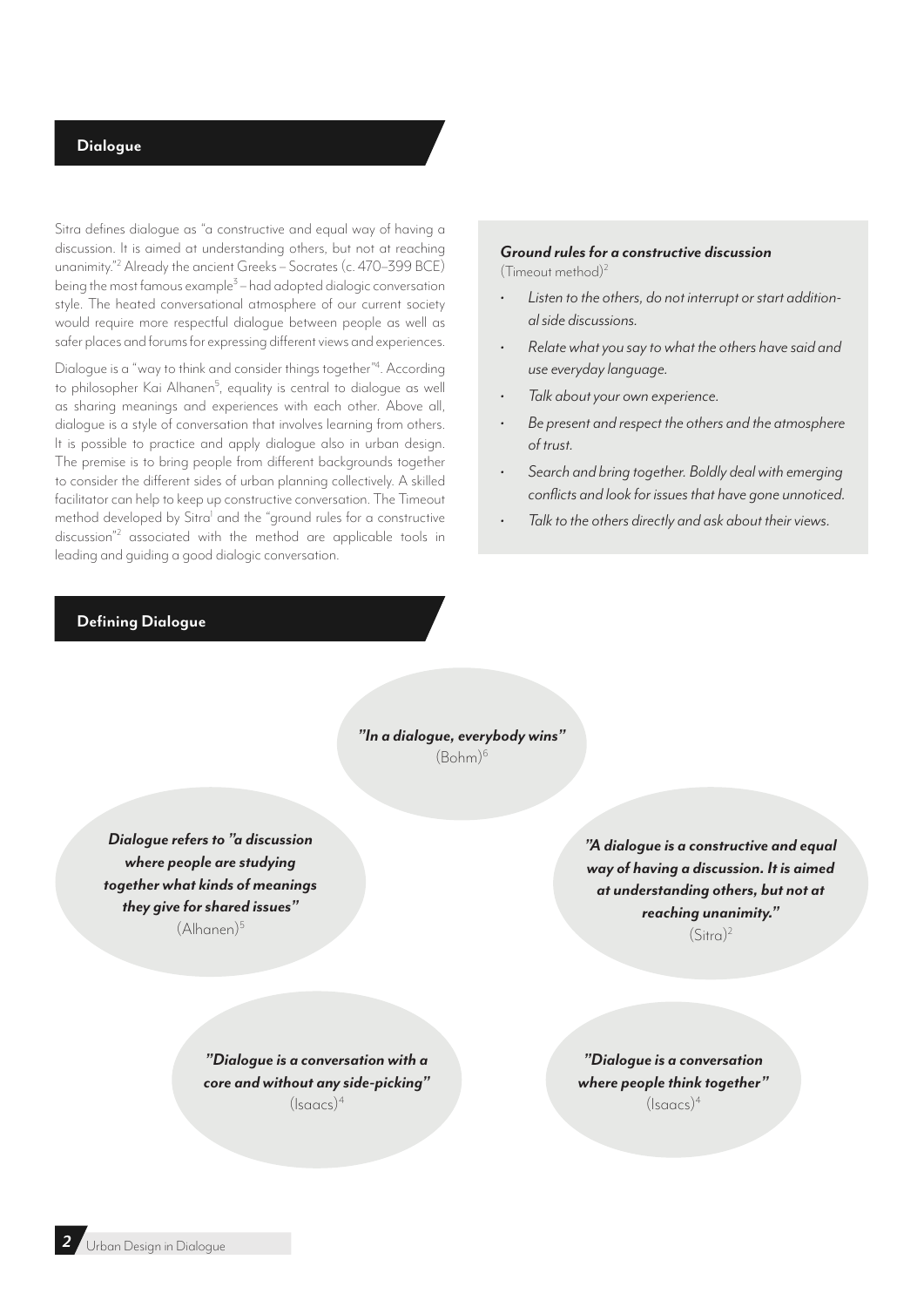## Dialogue

Sitra defines dialogue as "a constructive and equal way of having a discussion. It is aimed at understanding others, but not at reaching unanimity."[2] Already the ancient Greeks – Socrates (c. 470–399 BCE) being the most famous example[3] – had adopted dialogic conversation style. The heated conversational atmosphere of our current society would require more respectful dialogue between people as well as safer places and forums for expressing different views and experiences.

Dialogue is a "way to think and consider things together"[4]. According to philosopher Kai Alhanen[5], equality is central to dialogue as well as sharing meanings and experiences with each other. Above all, dialogue is a style of conversation that involves learning from others. It is possible to practice and apply dialogue also in urban design. The premise is to bring people from different backgrounds together to consider the different sides of urban planning collectively. A skilled facilitator can help to keep up constructive conversation. The Timeout method developed by Sitra[1] and the "ground rules for a constructive discussion"[2] associated with the method are applicable tools in leading and guiding a good dialogic conversation.

***Ground rules for a constructive discussion***
(Timeout method)[2]

- *Listen to the others, do not interrupt or start additional side discussions.*
- *Relate what you say to what the others have said and use everyday language.*
- *Talk about your own experience.*
- *Be present and respect the others and the atmosphere of trust.*
- *Search and bring together. Boldly deal with emerging conflicts and look for issues that have gone unnoticed.*
- *Talk to the others directly and ask about their views.*

## Defining Dialogue

***"In a dialogue, everybody wins"***
(Bohm)[6]

***Dialogue refers to "a discussion where people are studying together what kinds of meanings they give for shared issues"***
(Alhanen)[5]

***"A dialogue is a constructive and equal way of having a discussion. It is aimed at understanding others, but not at reaching unanimity."***
(Sitra)[2]

***"Dialogue is a conversation with a core and without any side-picking"***
(Isaacs)[4]

***"Dialogue is a conversation where people think together"***
(Isaacs)[4]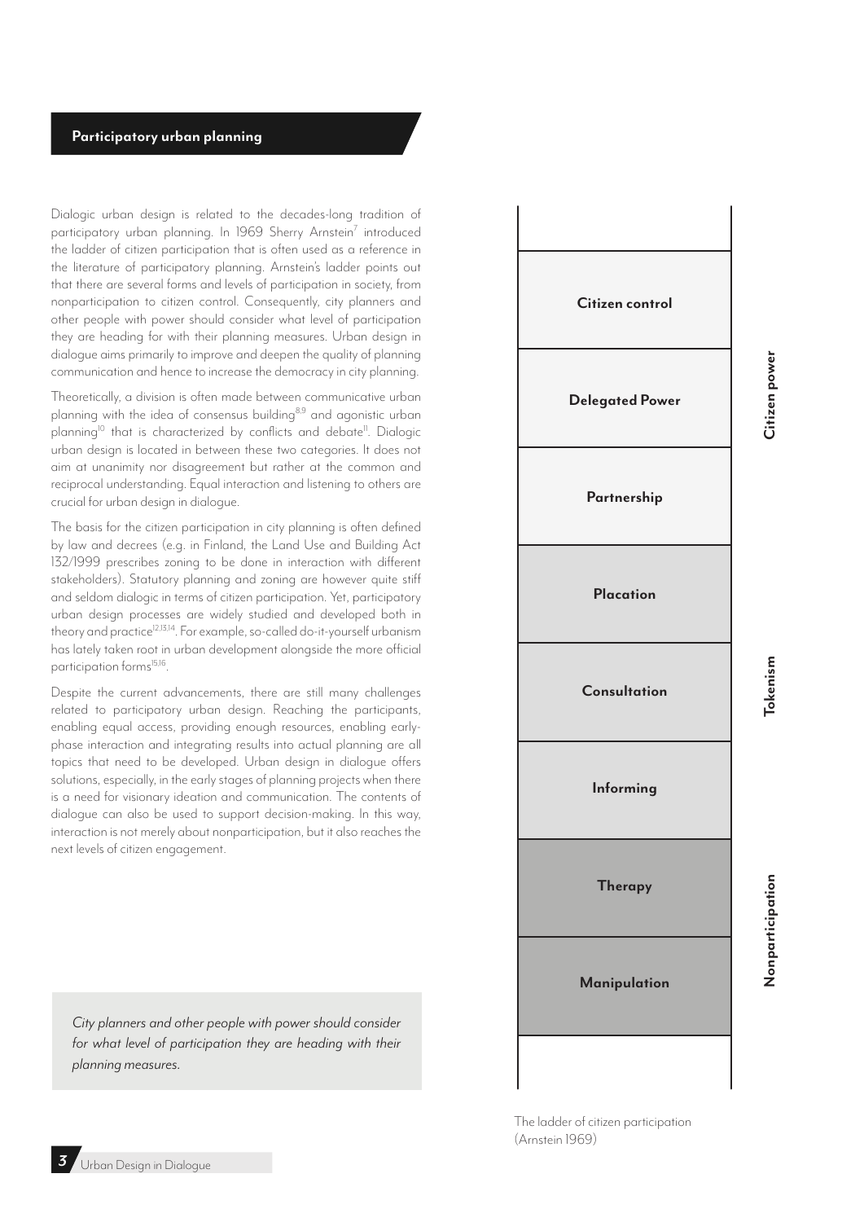## Participatory urban planning

Dialogic urban design is related to the decades-long tradition of participatory urban planning. In 1969 Sherry Arnstein[7] introduced the ladder of citizen participation that is often used as a reference in the literature of participatory planning. Arnstein's ladder points out that there are several forms and levels of participation in society, from nonparticipation to citizen control. Consequently, city planners and other people with power should consider what level of participation they are heading for with their planning measures. Urban design in dialogue aims primarily to improve and deepen the quality of planning communication and hence to increase the democracy in city planning.

Theoretically, a division is often made between communicative urban planning with the idea of consensus building[8,9] and agonistic urban planning[10] that is characterized by conflicts and debate[11]. Dialogic urban design is located in between these two categories. It does not aim at unanimity nor disagreement but rather at the common and reciprocal understanding. Equal interaction and listening to others are crucial for urban design in dialogue.

The basis for the citizen participation in city planning is often defined by law and decrees (e.g. in Finland, the Land Use and Building Act 132/1999 prescribes zoning to be done in interaction with different stakeholders). Statutory planning and zoning are however quite stiff and seldom dialogic in terms of citizen participation. Yet, participatory urban design processes are widely studied and developed both in theory and practice[12,13,14]. For example, so-called do-it-yourself urbanism has lately taken root in urban development alongside the more official participation forms[15,16].

Despite the current advancements, there are still many challenges related to participatory urban design. Reaching the participants, enabling equal access, providing enough resources, enabling early-phase interaction and integrating results into actual planning are all topics that need to be developed. Urban design in dialogue offers solutions, especially, in the early stages of planning projects when there is a need for visionary ideation and communication. The contents of dialogue can also be used to support decision-making. In this way, interaction is not merely about nonparticipation, but it also reaches the next levels of citizen engagement.

*City planners and other people with power should consider for what level of participation they are heading with their planning measures.*

| Rung | Category |
|---|---|
| Citizen control | Citizen power |
| Delegated Power | Citizen power |
| Partnership | Citizen power |
| Placation | Tokenism |
| Consultation | Tokenism |
| Informing | Tokenism |
| Therapy | Nonparticipation |
| Manipulation | Nonparticipation |

The ladder of citizen participation (Arnstein 1969)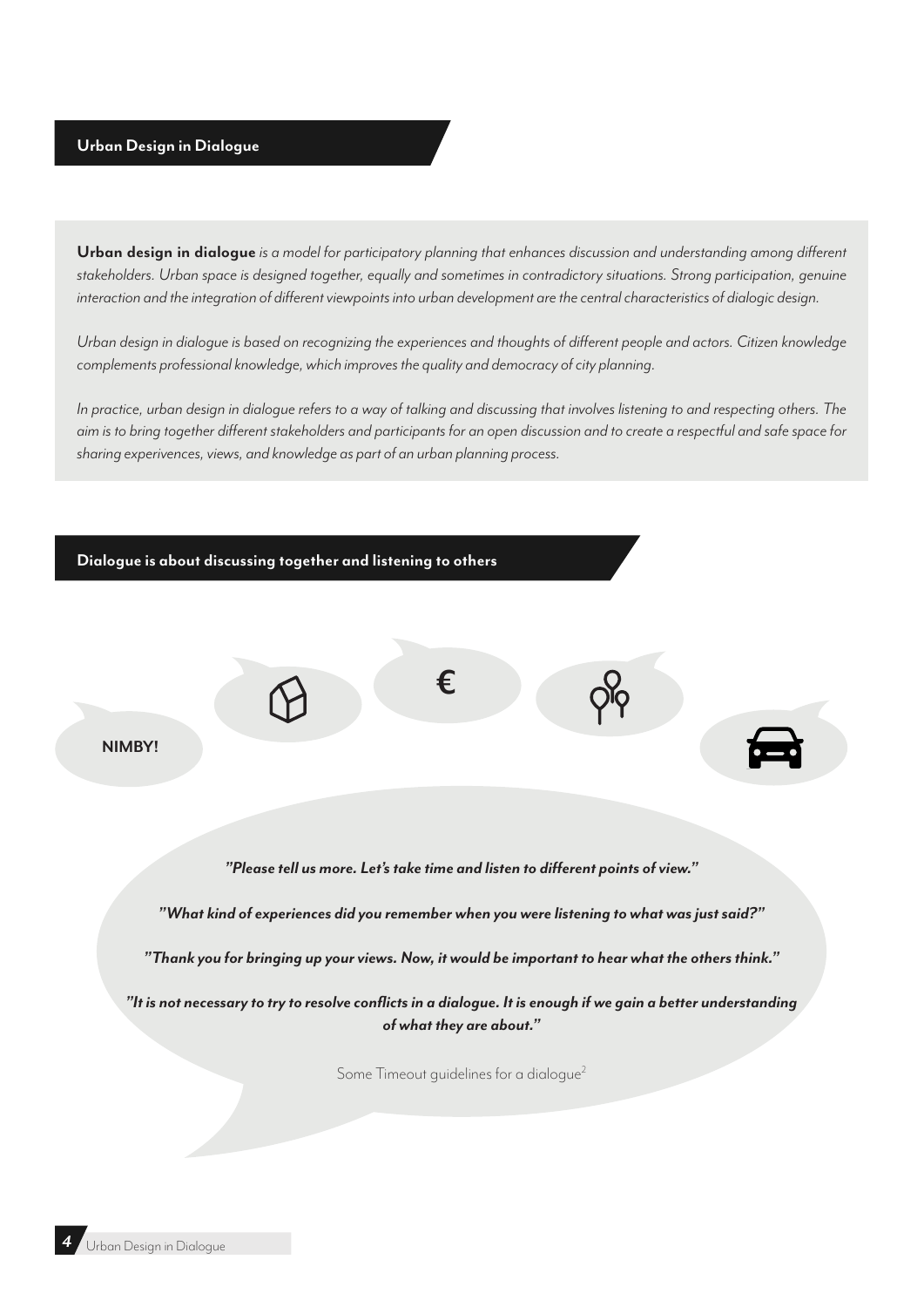## Urban Design in Dialogue

**Urban design in dialogue** *is a model for participatory planning that enhances discussion and understanding among different stakeholders. Urban space is designed together, equally and sometimes in contradictory situations. Strong participation, genuine interaction and the integration of different viewpoints into urban development are the central characteristics of dialogic design.*

*Urban design in dialogue is based on recognizing the experiences and thoughts of different people and actors. Citizen knowledge complements professional knowledge, which improves the quality and democracy of city planning.*

*In practice, urban design in dialogue refers to a way of talking and discussing that involves listening to and respecting others. The aim is to bring together different stakeholders and participants for an open discussion and to create a respectful and safe space for sharing experivences, views, and knowledge as part of an urban planning process.*

## Dialogue is about discussing together and listening to others

**NIMBY!**

€

***"Please tell us more. Let's take time and listen to different points of view."***

***"What kind of experiences did you remember when you were listening to what was just said?"***

***"Thank you for bringing up your views. Now, it would be important to hear what the others think."***

***"It is not necessary to try to resolve conflicts in a dialogue. It is enough if we gain a better understanding of what they are about."***

Some Timeout guidelines for a dialogue[2]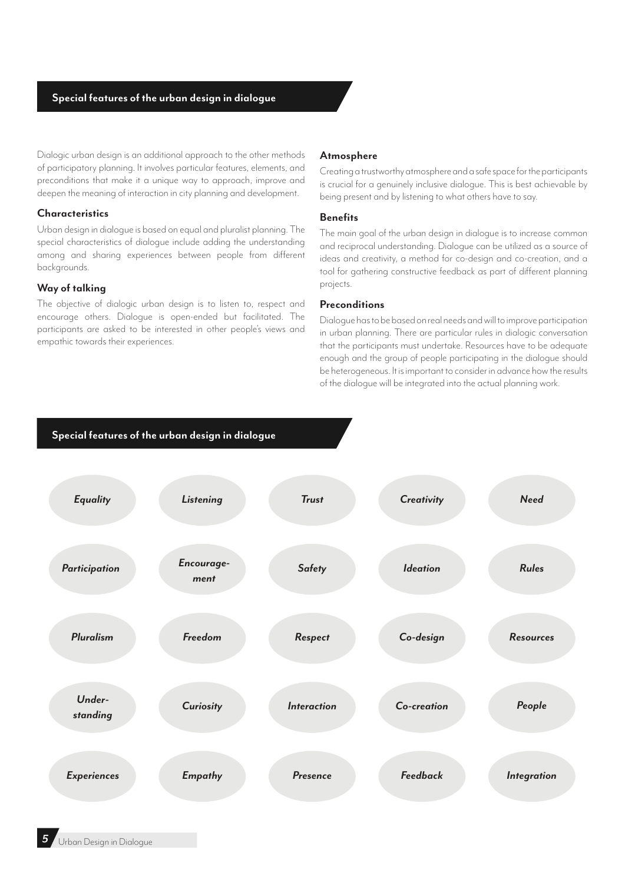## Special features of the urban design in dialogue

Dialogic urban design is an additional approach to the other methods of participatory planning. It involves particular features, elements, and preconditions that make it a unique way to approach, improve and deepen the meaning of interaction in city planning and development.

### Characteristics

Urban design in dialogue is based on equal and pluralist planning. The special characteristics of dialogue include adding the understanding among and sharing experiences between people from different backgrounds.

### Way of talking

The objective of dialogic urban design is to listen to, respect and encourage others. Dialogue is open-ended but facilitated. The participants are asked to be interested in other people's views and empathic towards their experiences.

### Atmosphere

Creating a trustworthy atmosphere and a safe space for the participants is crucial for a genuinely inclusive dialogue. This is best achievable by being present and by listening to what others have to say.

### Benefits

The main goal of the urban design in dialogue is to increase common and reciprocal understanding. Dialogue can be utilized as a source of ideas and creativity, a method for co-design and co-creation, and a tool for gathering constructive feedback as part of different planning projects.

### Preconditions

Dialogue has to be based on real needs and will to improve participation in urban planning. There are particular rules in dialogic conversation that the participants must undertake. Resources have to be adequate enough and the group of people participating in the dialogue should be heterogeneous. It is important to consider in advance how the results of the dialogue will be integrated into the actual planning work.

## Special features of the urban design in dialogue

| | | | | |
|---|---|---|---|---|
| ***Equality*** | ***Listening*** | ***Trust*** | ***Creativity*** | ***Need*** |
| ***Participation*** | ***Encourage-ment*** | ***Safety*** | ***Ideation*** | ***Rules*** |
| ***Pluralism*** | ***Freedom*** | ***Respect*** | ***Co-design*** | ***Resources*** |
| ***Under-standing*** | ***Curiosity*** | ***Interaction*** | ***Co-creation*** | ***People*** |
| ***Experiences*** | ***Empathy*** | ***Presence*** | ***Feedback*** | ***Integration*** |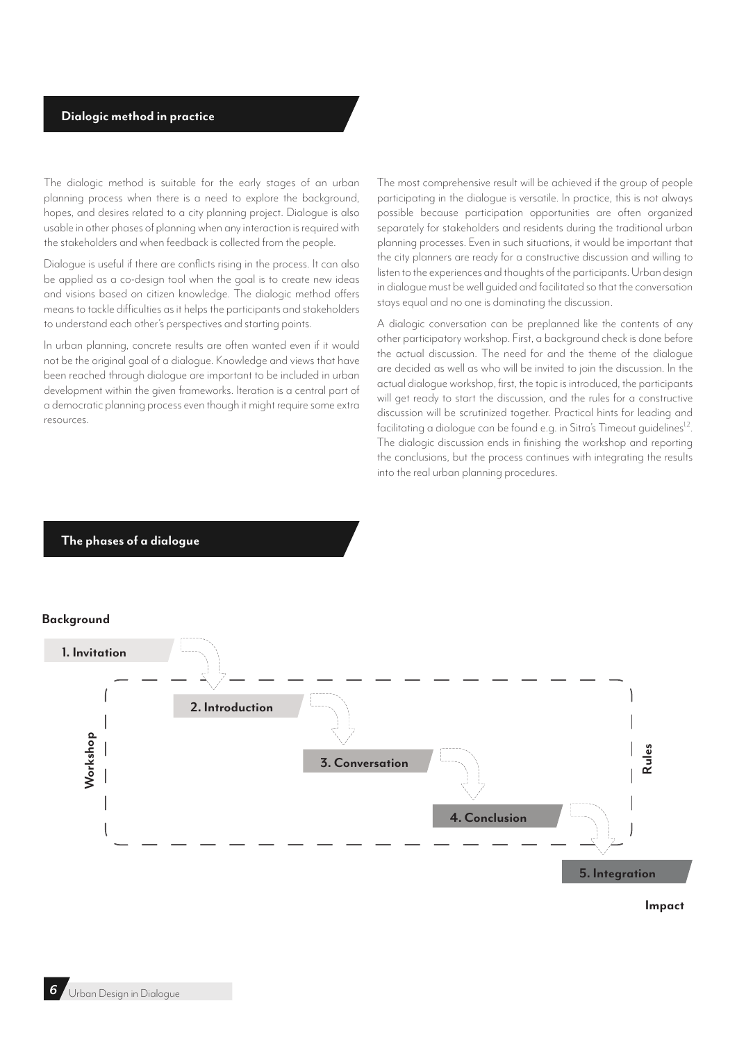## Dialogic method in practice

The dialogic method is suitable for the early stages of an urban planning process when there is a need to explore the background, hopes, and desires related to a city planning project. Dialogue is also usable in other phases of planning when any interaction is required with the stakeholders and when feedback is collected from the people.

Dialogue is useful if there are conflicts rising in the process. It can also be applied as a co-design tool when the goal is to create new ideas and visions based on citizen knowledge. The dialogic method offers means to tackle difficulties as it helps the participants and stakeholders to understand each other's perspectives and starting points.

In urban planning, concrete results are often wanted even if it would not be the original goal of a dialogue. Knowledge and views that have been reached through dialogue are important to be included in urban development within the given frameworks. Iteration is a central part of a democratic planning process even though it might require some extra resources.

The most comprehensive result will be achieved if the group of people participating in the dialogue is versatile. In practice, this is not always possible because participation opportunities are often organized separately for stakeholders and residents during the traditional urban planning processes. Even in such situations, it would be important that the city planners are ready for a constructive discussion and willing to listen to the experiences and thoughts of the participants. Urban design in dialogue must be well guided and facilitated so that the conversation stays equal and no one is dominating the discussion.

A dialogic conversation can be preplanned like the contents of any other participatory workshop. First, a background check is done before the actual discussion. The need for and the theme of the dialogue are decided as well as who will be invited to join the discussion. In the actual dialogue workshop, first, the topic is introduced, the participants will get ready to start the discussion, and the rules for a constructive discussion will be scrutinized together. Practical hints for leading and facilitating a dialogue can be found e.g. in Sitra's Timeout guidelines[1,2]. The dialogic discussion ends in finishing the workshop and reporting the conclusions, but the process continues with integrating the results into the real urban planning procedures.

## The phases of a dialogue

**Background**

**1. Invitation**

**Workshop**

**2. Introduction**

**3. Conversation**

**4. Conclusion**

**Rules**

**5. Integration**

**Impact**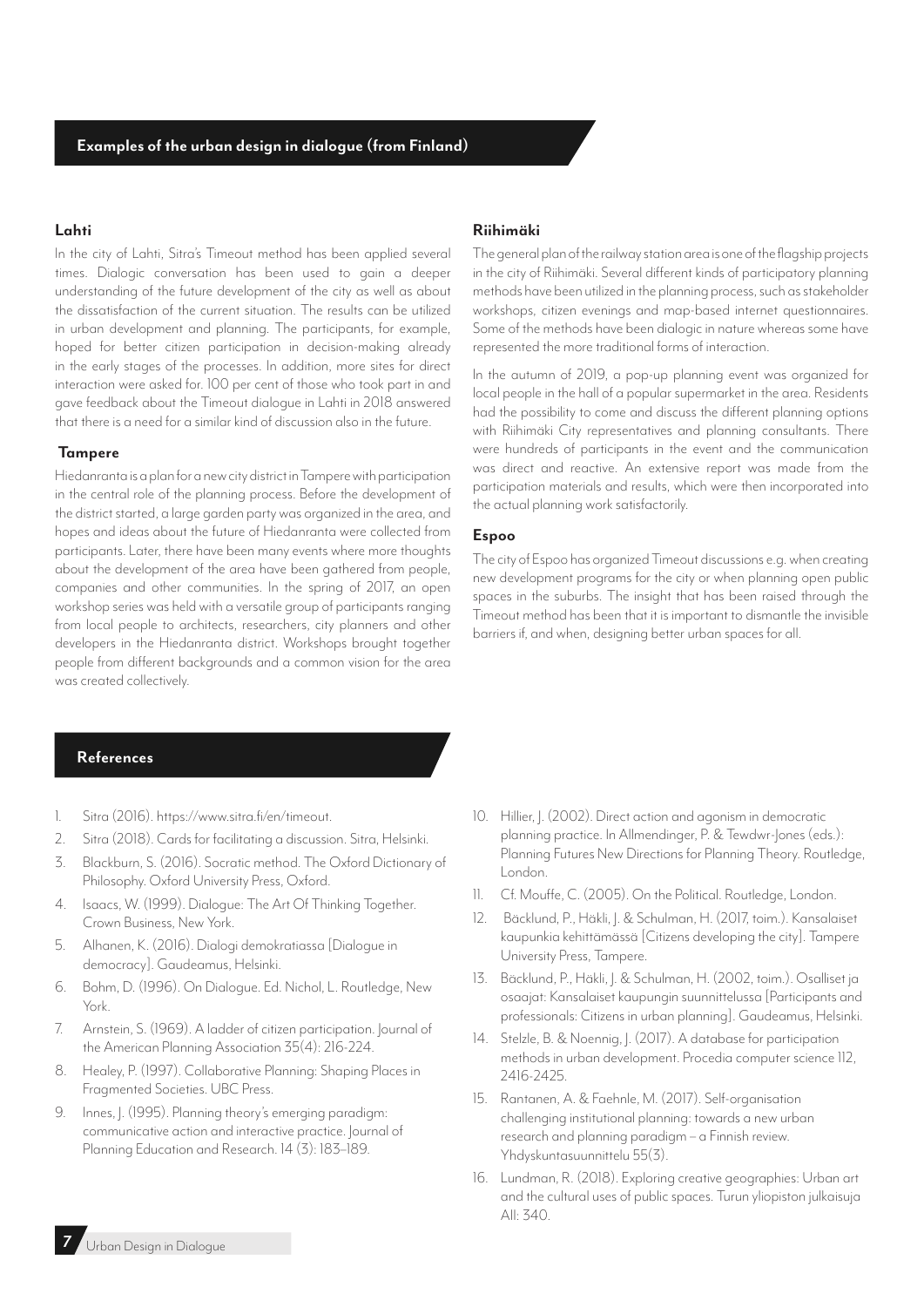## Examples of the urban design in dialogue (from Finland)

### Lahti

In the city of Lahti, Sitra's Timeout method has been applied several times. Dialogic conversation has been used to gain a deeper understanding of the future development of the city as well as about the dissatisfaction of the current situation. The results can be utilized in urban development and planning. The participants, for example, hoped for better citizen participation in decision-making already in the early stages of the processes. In addition, more sites for direct interaction were asked for. 100 per cent of those who took part in and gave feedback about the Timeout dialogue in Lahti in 2018 answered that there is a need for a similar kind of discussion also in the future.

### Tampere

Hiedanranta is a plan for a new city district in Tampere with participation in the central role of the planning process. Before the development of the district started, a large garden party was organized in the area, and hopes and ideas about the future of Hiedanranta were collected from participants. Later, there have been many events where more thoughts about the development of the area have been gathered from people, companies and other communities. In the spring of 2017, an open workshop series was held with a versatile group of participants ranging from local people to architects, researchers, city planners and other developers in the Hiedanranta district. Workshops brought together people from different backgrounds and a common vision for the area was created collectively.

### Riihimäki

The general plan of the railway station area is one of the flagship projects in the city of Riihimäki. Several different kinds of participatory planning methods have been utilized in the planning process, such as stakeholder workshops, citizen evenings and map-based internet questionnaires. Some of the methods have been dialogic in nature whereas some have represented the more traditional forms of interaction.

In the autumn of 2019, a pop-up planning event was organized for local people in the hall of a popular supermarket in the area. Residents had the possibility to come and discuss the different planning options with Riihimäki City representatives and planning consultants. There were hundreds of participants in the event and the communication was direct and reactive. An extensive report was made from the participation materials and results, which were then incorporated into the actual planning work satisfactorily.

### Espoo

The city of Espoo has organized Timeout discussions e.g. when creating new development programs for the city or when planning open public spaces in the suburbs. The insight that has been raised through the Timeout method has been that it is important to dismantle the invisible barriers if, and when, designing better urban spaces for all.

## References

1. Sitra (2016). https://www.sitra.fi/en/timeout.
2. Sitra (2018). Cards for facilitating a discussion. Sitra, Helsinki.
3. Blackburn, S. (2016). Socratic method. The Oxford Dictionary of Philosophy. Oxford University Press, Oxford.
4. Isaacs, W. (1999). Dialogue: The Art Of Thinking Together. Crown Business, New York.
5. Alhanen, K. (2016). Dialogi demokratiassa [Dialogue in democracy]. Gaudeamus, Helsinki.
6. Bohm, D. (1996). On Dialogue. Ed. Nichol, L. Routledge, New York.
7. Arnstein, S. (1969). A ladder of citizen participation. Journal of the American Planning Association 35(4): 216-224.
8. Healey, P. (1997). Collaborative Planning: Shaping Places in Fragmented Societies. UBC Press.
9. Innes, J. (1995). Planning theory's emerging paradigm: communicative action and interactive practice. Journal of Planning Education and Research. 14 (3): 183–189.
10. Hillier, J. (2002). Direct action and agonism in democratic planning practice. In Allmendinger, P. & Tewdwr-Jones (eds.): Planning Futures New Directions for Planning Theory. Routledge, London.
11. Cf. Mouffe, C. (2005). On the Political. Routledge, London.
12. Bäcklund, P., Häkli, J. & Schulman, H. (2017, toim.). Kansalaiset kaupunkia kehittämässä [Citizens developing the city]. Tampere University Press, Tampere.
13. Bäcklund, P., Häkli, J. & Schulman, H. (2002, toim.). Osalliset ja osaajat: Kansalaiset kaupungin suunnittelussa [Participants and professionals: Citizens in urban planning]. Gaudeamus, Helsinki.
14. Stelzle, B. & Noennig, J. (2017). A database for participation methods in urban development. Procedia computer science 112, 2416-2425.
15. Rantanen, A. & Faehnle, M. (2017). Self-organisation challenging institutional planning: towards a new urban research and planning paradigm – a Finnish review. Yhdyskuntasuunnittelu 55(3).
16. Lundman, R. (2018). Exploring creative geographies: Urban art and the cultural uses of public spaces. Turun yliopiston julkaisuja AII: 340.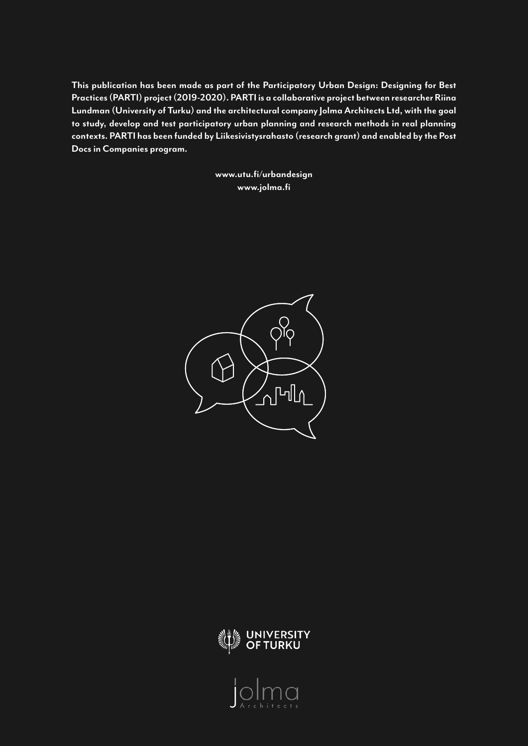**This publication has been made as part of the Participatory Urban Design: Designing for Best Practices (PARTI) project (2019-2020). PARTI is a collaborative project between researcher Riina Lundman (University of Turku) and the architectural company Jolma Architects Ltd, with the goal to study, develop and test participatory urban planning and research methods in real planning contexts. PARTI has been funded by Liikesivistysrahasto (research grant) and enabled by the Post Docs in Companies program.**

**www.utu.fi/urbandesign**
**www.jolma.fi**

UNIVERSITY OF TURKU

jolma Architects